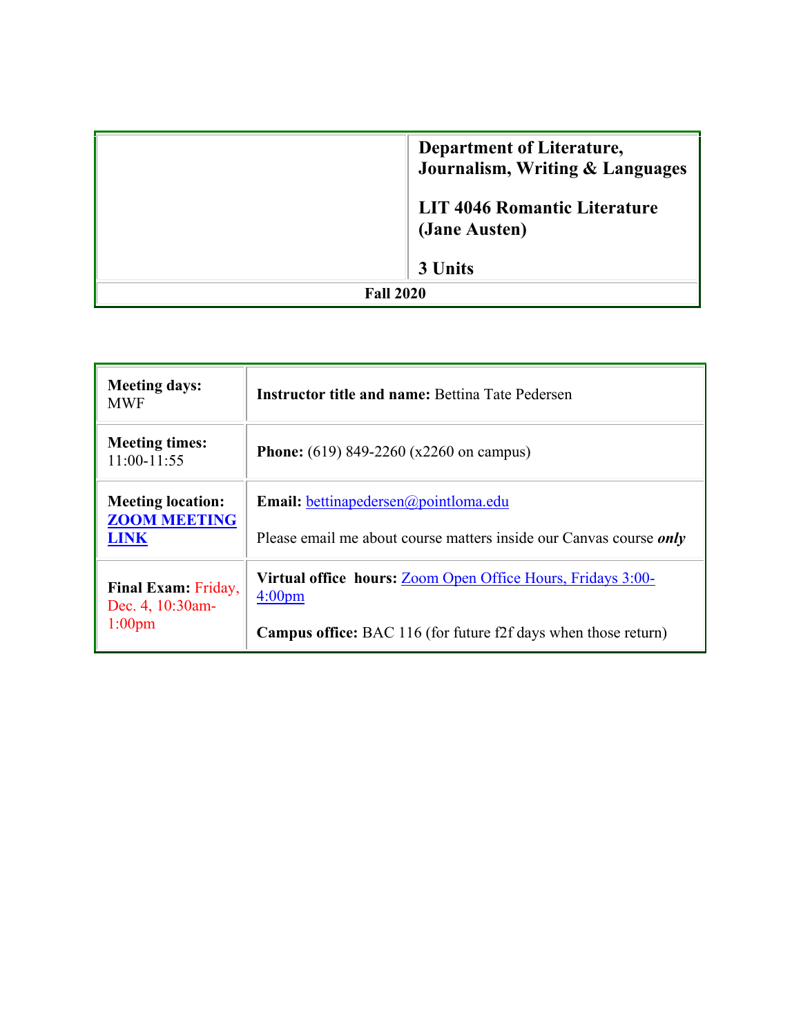| | **Department of Literature, Journalism, Writing & Languages**<br><br>**LIT 4046 Romantic Literature (Jane Austen)**<br><br>**3 Units** |
|---|---|
| **Fall 2020** | |

| **Meeting days:** MWF | **Instructor title and name:** Bettina Tate Pedersen |
|---|---|
| **Meeting times:** 11:00-11:55 | **Phone:** (619) 849-2260 (x2260 on campus) |
| **Meeting location:** **ZOOM MEETING LINK** | **Email:** bettinapedersen@pointloma.edu<br><br>Please email me about course matters inside our Canvas course ***only*** |
| **Final Exam:** Friday, Dec. 4, 10:30am-1:00pm | **Virtual office hours:** Zoom Open Office Hours, Fridays 3:00-4:00pm<br><br>**Campus office:** BAC 116 (for future f2f days when those return) |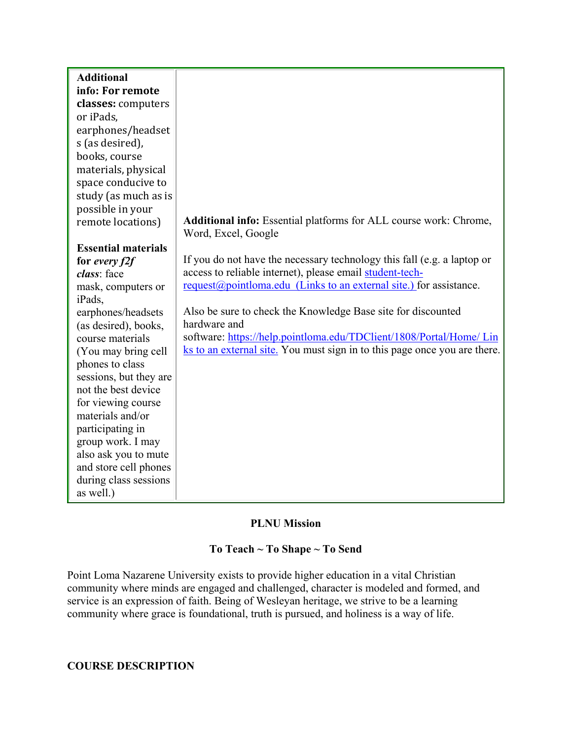| **Additional info: For remote classes:** computers or iPads, earphones/headsets (as desired), books, course materials, physical space conducive to study (as much as is possible in your remote locations)<br><br>**Essential materials for *every f2f class***: face mask, computers or iPads, earphones/headsets (as desired), books, course materials (You may bring cell phones to class sessions, but they are not the best device for viewing course materials and/or participating in group work. I may also ask you to mute and store cell phones during class sessions as well.) | **Additional info:** Essential platforms for ALL course work: Chrome, Word, Excel, Google<br><br>If you do not have the necessary technology this fall (e.g. a laptop or access to reliable internet), please email student-tech-request@pointloma.edu (Links to an external site.) for assistance.<br><br>Also be sure to check the Knowledge Base site for discounted hardware and software: https://help.pointloma.edu/TDClient/1808/Portal/Home/ Links to an external site. You must sign in to this page once you are there. |
|---|---|

**PLNU Mission**

**To Teach ~ To Shape ~ To Send**

Point Loma Nazarene University exists to provide higher education in a vital Christian community where minds are engaged and challenged, character is modeled and formed, and service is an expression of faith. Being of Wesleyan heritage, we strive to be a learning community where grace is foundational, truth is pursued, and holiness is a way of life.

**COURSE DESCRIPTION**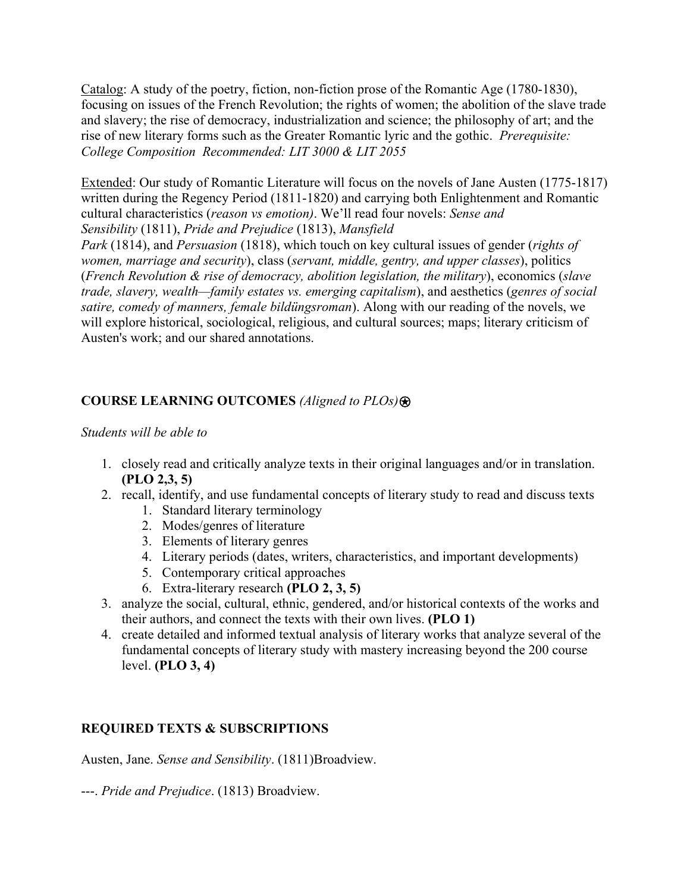<u>Catalog</u>: A study of the poetry, fiction, non-fiction prose of the Romantic Age (1780-1830), focusing on issues of the French Revolution; the rights of women; the abolition of the slave trade and slavery; the rise of democracy, industrialization and science; the philosophy of art; and the rise of new literary forms such as the Greater Romantic lyric and the gothic. *Prerequisite: College Composition Recommended: LIT 3000 & LIT 2055*

<u>Extended</u>: Our study of Romantic Literature will focus on the novels of Jane Austen (1775-1817) written during the Regency Period (1811-1820) and carrying both Enlightenment and Romantic cultural characteristics (*reason vs emotion)*. We'll read four novels: *Sense and Sensibility* (1811), *Pride and Prejudice* (1813), *Mansfield Park* (1814), and *Persuasion* (1818), which touch on key cultural issues of gender (*rights of women, marriage and security*), class (*servant, middle, gentry, and upper classes*), politics (*French Revolution & rise of democracy, abolition legislation, the military*), economics (*slave trade, slavery, wealth—family estates vs. emerging capitalism*), and aesthetics (*genres of social satire, comedy of manners, female bildüngsroman*). Along with our reading of the novels, we will explore historical, sociological, religious, and cultural sources; maps; literary criticism of Austen's work; and our shared annotations.

## COURSE LEARNING OUTCOMES *(Aligned to PLOs)*⍟

*Students will be able to*

1. closely read and critically analyze texts in their original languages and/or in translation. **(PLO 2,3, 5)**
2. recall, identify, and use fundamental concepts of literary study to read and discuss texts
    1. Standard literary terminology
    2. Modes/genres of literature
    3. Elements of literary genres
    4. Literary periods (dates, writers, characteristics, and important developments)
    5. Contemporary critical approaches
    6. Extra-literary research **(PLO 2, 3, 5)**
3. analyze the social, cultural, ethnic, gendered, and/or historical contexts of the works and their authors, and connect the texts with their own lives. **(PLO 1)**
4. create detailed and informed textual analysis of literary works that analyze several of the fundamental concepts of literary study with mastery increasing beyond the 200 course level. **(PLO 3, 4)**

## REQUIRED TEXTS & SUBSCRIPTIONS

Austen, Jane. *Sense and Sensibility*. (1811)Broadview.

---. *Pride and Prejudice*. (1813) Broadview.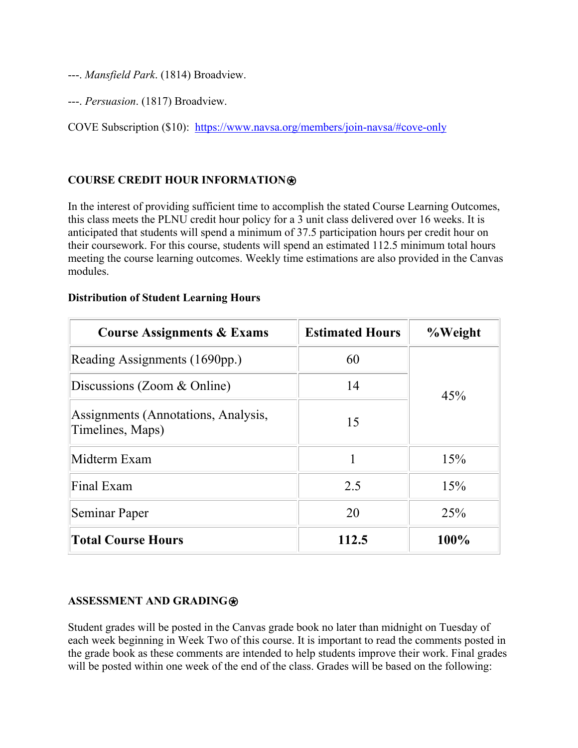---. *Mansfield Park*. (1814) Broadview.

---. *Persuasion*. (1817) Broadview.

COVE Subscription ($10): https://www.navsa.org/members/join-navsa/#cove-only

**COURSE CREDIT HOUR INFORMATION⍟**

In the interest of providing sufficient time to accomplish the stated Course Learning Outcomes, this class meets the PLNU credit hour policy for a 3 unit class delivered over 16 weeks. It is anticipated that students will spend a minimum of 37.5 participation hours per credit hour on their coursework. For this course, students will spend an estimated 112.5 minimum total hours meeting the course learning outcomes. Weekly time estimations are also provided in the Canvas modules.

**Distribution of Student Learning Hours**

| Course Assignments & Exams | Estimated Hours | %Weight |
|---|---|---|
| Reading Assignments (1690pp.) | 60 | 45% |
| Discussions (Zoom & Online) | 14 | |
| Assignments (Annotations, Analysis, Timelines, Maps) | 15 | |
| Midterm Exam | 1 | 15% |
| Final Exam | 2.5 | 15% |
| Seminar Paper | 20 | 25% |
| **Total Course Hours** | **112.5** | **100%** |

**ASSESSMENT AND GRADING⍟**

Student grades will be posted in the Canvas grade book no later than midnight on Tuesday of each week beginning in Week Two of this course. It is important to read the comments posted in the grade book as these comments are intended to help students improve their work. Final grades will be posted within one week of the end of the class. Grades will be based on the following: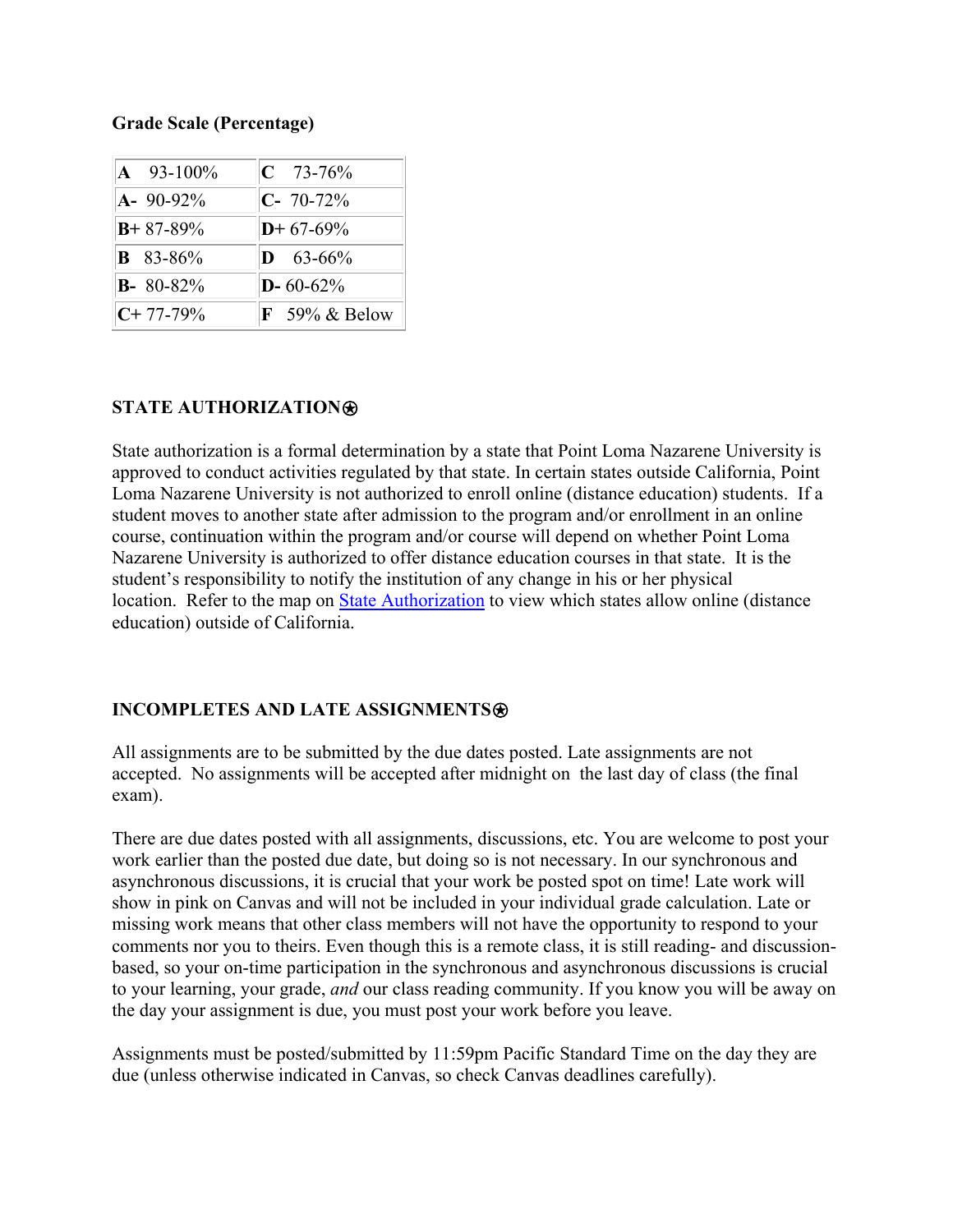**Grade Scale (Percentage)**

| | |
|---|---|
| **A** 93-100% | **C** 73-76% |
| **A-** 90-92% | **C-** 70-72% |
| **B+** 87-89% | **D+** 67-69% |
| **B** 83-86% | **D** 63-66% |
| **B-** 80-82% | **D-** 60-62% |
| **C+** 77-79% | **F** 59% & Below |

### STATE AUTHORIZATION⍟

State authorization is a formal determination by a state that Point Loma Nazarene University is approved to conduct activities regulated by that state. In certain states outside California, Point Loma Nazarene University is not authorized to enroll online (distance education) students. If a student moves to another state after admission to the program and/or enrollment in an online course, continuation within the program and/or course will depend on whether Point Loma Nazarene University is authorized to offer distance education courses in that state. It is the student's responsibility to notify the institution of any change in his or her physical location. Refer to the map on State Authorization to view which states allow online (distance education) outside of California.

### INCOMPLETES AND LATE ASSIGNMENTS⍟

All assignments are to be submitted by the due dates posted. Late assignments are not accepted. No assignments will be accepted after midnight on the last day of class (the final exam).

There are due dates posted with all assignments, discussions, etc. You are welcome to post your work earlier than the posted due date, but doing so is not necessary. In our synchronous and asynchronous discussions, it is crucial that your work be posted spot on time! Late work will show in pink on Canvas and will not be included in your individual grade calculation. Late or missing work means that other class members will not have the opportunity to respond to your comments nor you to theirs. Even though this is a remote class, it is still reading- and discussion-based, so your on-time participation in the synchronous and asynchronous discussions is crucial to your learning, your grade, *and* our class reading community. If you know you will be away on the day your assignment is due, you must post your work before you leave.

Assignments must be posted/submitted by 11:59pm Pacific Standard Time on the day they are due (unless otherwise indicated in Canvas, so check Canvas deadlines carefully).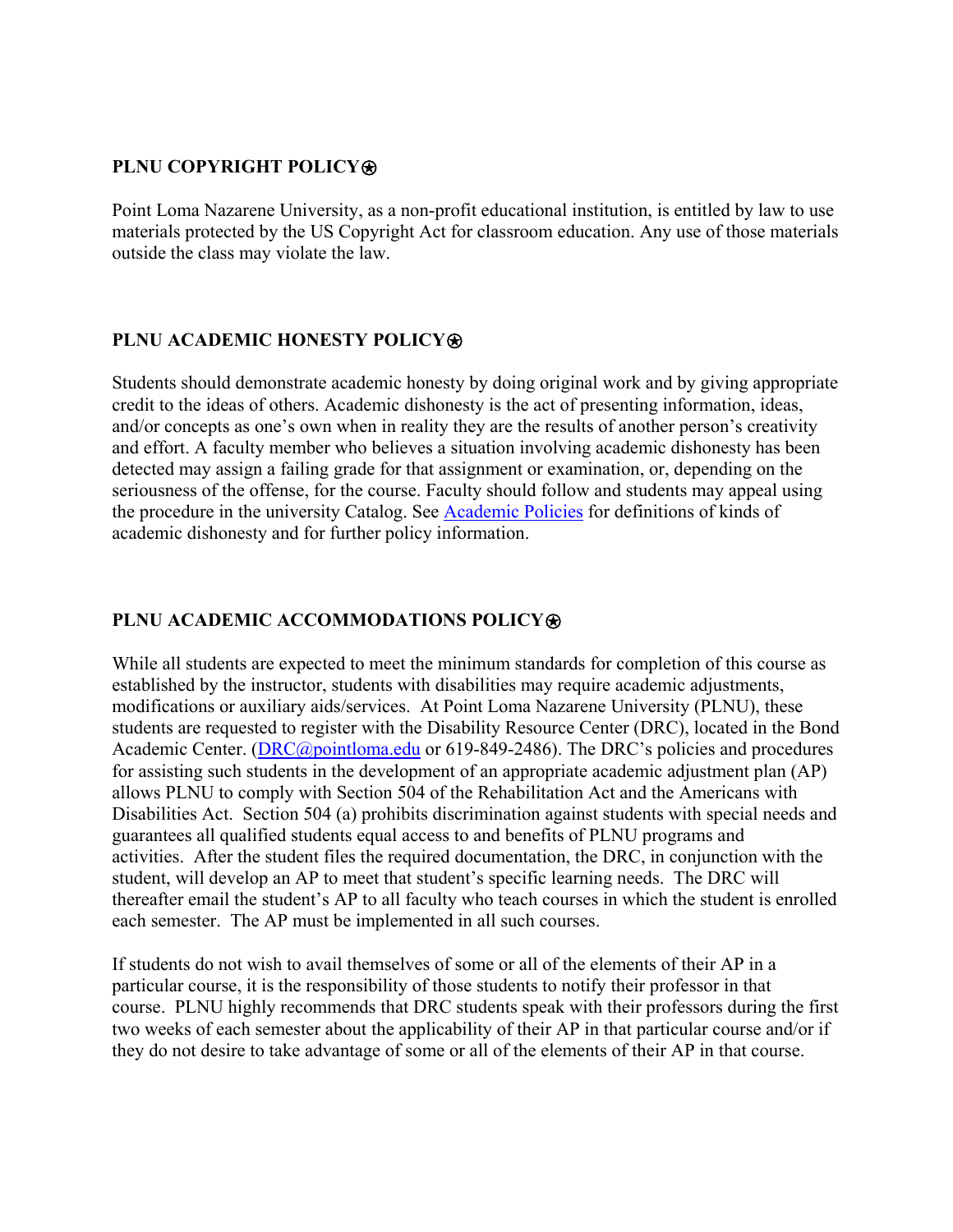## PLNU COPYRIGHT POLICY⍟

Point Loma Nazarene University, as a non-profit educational institution, is entitled by law to use materials protected by the US Copyright Act for classroom education. Any use of those materials outside the class may violate the law.

## PLNU ACADEMIC HONESTY POLICY⍟

Students should demonstrate academic honesty by doing original work and by giving appropriate credit to the ideas of others. Academic dishonesty is the act of presenting information, ideas, and/or concepts as one's own when in reality they are the results of another person's creativity and effort. A faculty member who believes a situation involving academic dishonesty has been detected may assign a failing grade for that assignment or examination, or, depending on the seriousness of the offense, for the course. Faculty should follow and students may appeal using the procedure in the university Catalog. See [Academic Policies] for definitions of kinds of academic dishonesty and for further policy information.

## PLNU ACADEMIC ACCOMMODATIONS POLICY⍟

While all students are expected to meet the minimum standards for completion of this course as established by the instructor, students with disabilities may require academic adjustments, modifications or auxiliary aids/services. At Point Loma Nazarene University (PLNU), these students are requested to register with the Disability Resource Center (DRC), located in the Bond Academic Center. (DRC@pointloma.edu or 619-849-2486). The DRC's policies and procedures for assisting such students in the development of an appropriate academic adjustment plan (AP) allows PLNU to comply with Section 504 of the Rehabilitation Act and the Americans with Disabilities Act. Section 504 (a) prohibits discrimination against students with special needs and guarantees all qualified students equal access to and benefits of PLNU programs and activities. After the student files the required documentation, the DRC, in conjunction with the student, will develop an AP to meet that student's specific learning needs. The DRC will thereafter email the student's AP to all faculty who teach courses in which the student is enrolled each semester. The AP must be implemented in all such courses.

If students do not wish to avail themselves of some or all of the elements of their AP in a particular course, it is the responsibility of those students to notify their professor in that course. PLNU highly recommends that DRC students speak with their professors during the first two weeks of each semester about the applicability of their AP in that particular course and/or if they do not desire to take advantage of some or all of the elements of their AP in that course.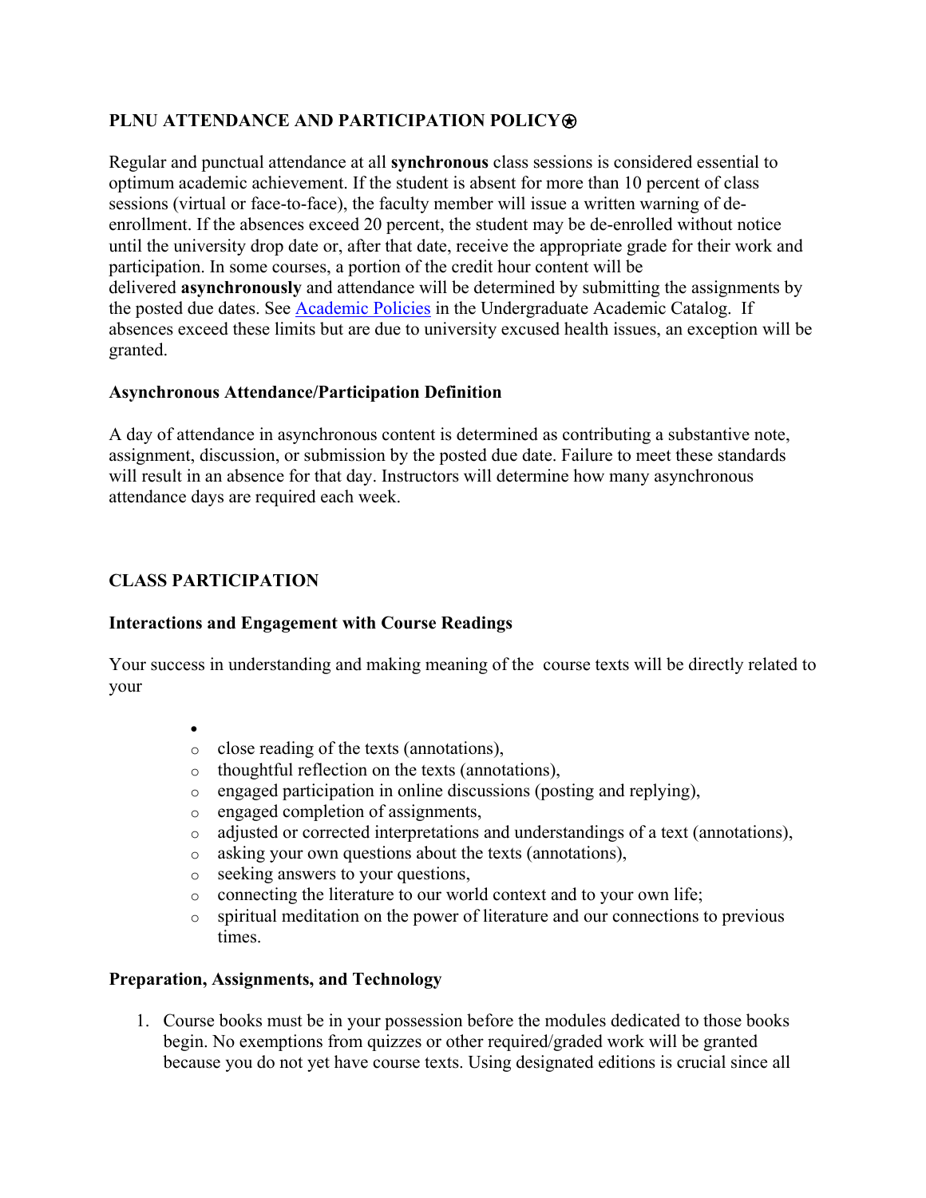### PLNU ATTENDANCE AND PARTICIPATION POLICY⍟

Regular and punctual attendance at all **synchronous** class sessions is considered essential to optimum academic achievement. If the student is absent for more than 10 percent of class sessions (virtual or face-to-face), the faculty member will issue a written warning of de-enrollment. If the absences exceed 20 percent, the student may be de-enrolled without notice until the university drop date or, after that date, receive the appropriate grade for their work and participation. In some courses, a portion of the credit hour content will be delivered **asynchronously** and attendance will be determined by submitting the assignments by the posted due dates. See Academic Policies in the Undergraduate Academic Catalog. If absences exceed these limits but are due to university excused health issues, an exception will be granted.

#### Asynchronous Attendance/Participation Definition

A day of attendance in asynchronous content is determined as contributing a substantive note, assignment, discussion, or submission by the posted due date. Failure to meet these standards will result in an absence for that day. Instructors will determine how many asynchronous attendance days are required each week.

### CLASS PARTICIPATION

#### Interactions and Engagement with Course Readings

Your success in understanding and making meaning of the course texts will be directly related to your

- 
  - close reading of the texts (annotations),
  - thoughtful reflection on the texts (annotations),
  - engaged participation in online discussions (posting and replying),
  - engaged completion of assignments,
  - adjusted or corrected interpretations and understandings of a text (annotations),
  - asking your own questions about the texts (annotations),
  - seeking answers to your questions,
  - connecting the literature to our world context and to your own life;
  - spiritual meditation on the power of literature and our connections to previous times.

#### Preparation, Assignments, and Technology

1. Course books must be in your possession before the modules dedicated to those books begin. No exemptions from quizzes or other required/graded work will be granted because you do not yet have course texts. Using designated editions is crucial since all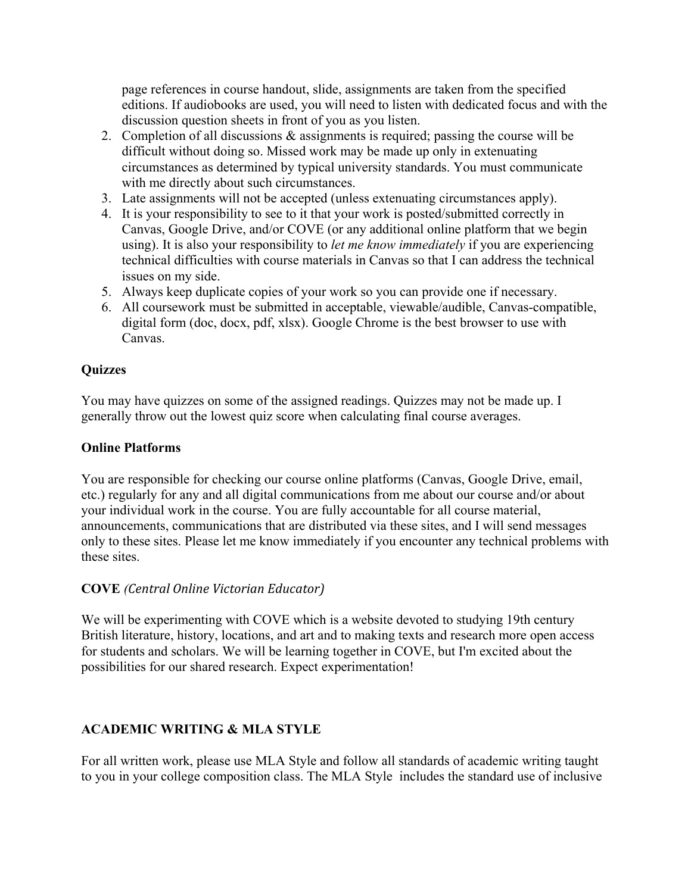page references in course handout, slide, assignments are taken from the specified editions. If audiobooks are used, you will need to listen with dedicated focus and with the discussion question sheets in front of you as you listen.

2. Completion of all discussions & assignments is required; passing the course will be difficult without doing so. Missed work may be made up only in extenuating circumstances as determined by typical university standards. You must communicate with me directly about such circumstances.
3. Late assignments will not be accepted (unless extenuating circumstances apply).
4. It is your responsibility to see to it that your work is posted/submitted correctly in Canvas, Google Drive, and/or COVE (or any additional online platform that we begin using). It is also your responsibility to *let me know immediately* if you are experiencing technical difficulties with course materials in Canvas so that I can address the technical issues on my side.
5. Always keep duplicate copies of your work so you can provide one if necessary.
6. All coursework must be submitted in acceptable, viewable/audible, Canvas-compatible, digital form (doc, docx, pdf, xlsx). Google Chrome is the best browser to use with Canvas.

**Quizzes**

You may have quizzes on some of the assigned readings. Quizzes may not be made up. I generally throw out the lowest quiz score when calculating final course averages.

**Online Platforms**

You are responsible for checking our course online platforms (Canvas, Google Drive, email, etc.) regularly for any and all digital communications from me about our course and/or about your individual work in the course. You are fully accountable for all course material, announcements, communications that are distributed via these sites, and I will send messages only to these sites. Please let me know immediately if you encounter any technical problems with these sites.

**COVE** *(Central Online Victorian Educator)*

We will be experimenting with COVE which is a website devoted to studying 19th century British literature, history, locations, and art and to making texts and research more open access for students and scholars. We will be learning together in COVE, but I'm excited about the possibilities for our shared research. Expect experimentation!

**ACADEMIC WRITING & MLA STYLE**

For all written work, please use MLA Style and follow all standards of academic writing taught to you in your college composition class. The MLA Style includes the standard use of inclusive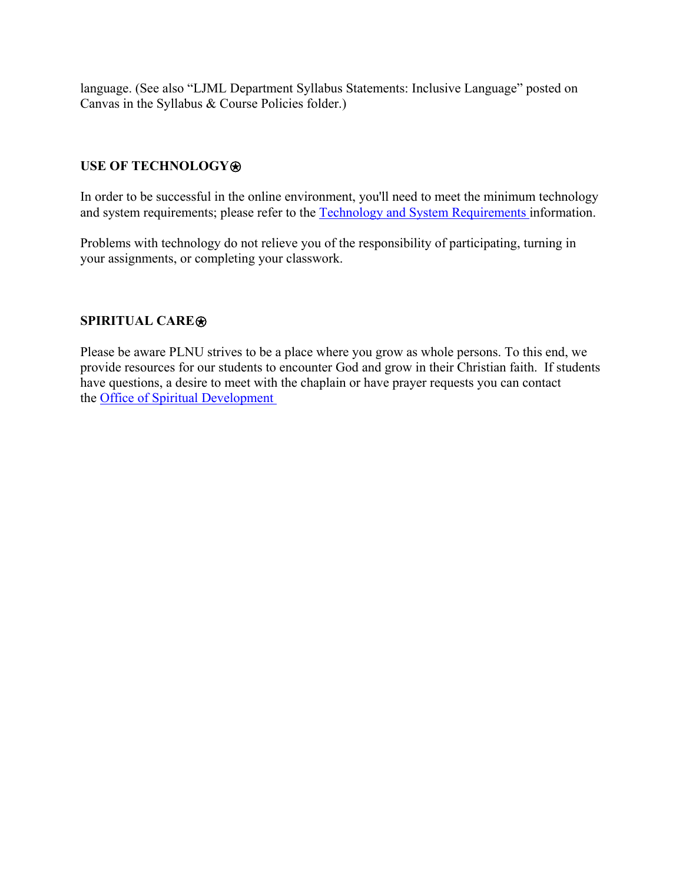language. (See also "LJML Department Syllabus Statements: Inclusive Language" posted on Canvas in the Syllabus & Course Policies folder.)

## USE OF TECHNOLOGY⍟

In order to be successful in the online environment, you'll need to meet the minimum technology and system requirements; please refer to the Technology and System Requirements information.

Problems with technology do not relieve you of the responsibility of participating, turning in your assignments, or completing your classwork.

## SPIRITUAL CARE⍟

Please be aware PLNU strives to be a place where you grow as whole persons. To this end, we provide resources for our students to encounter God and grow in their Christian faith. If students have questions, a desire to meet with the chaplain or have prayer requests you can contact the Office of Spiritual Development